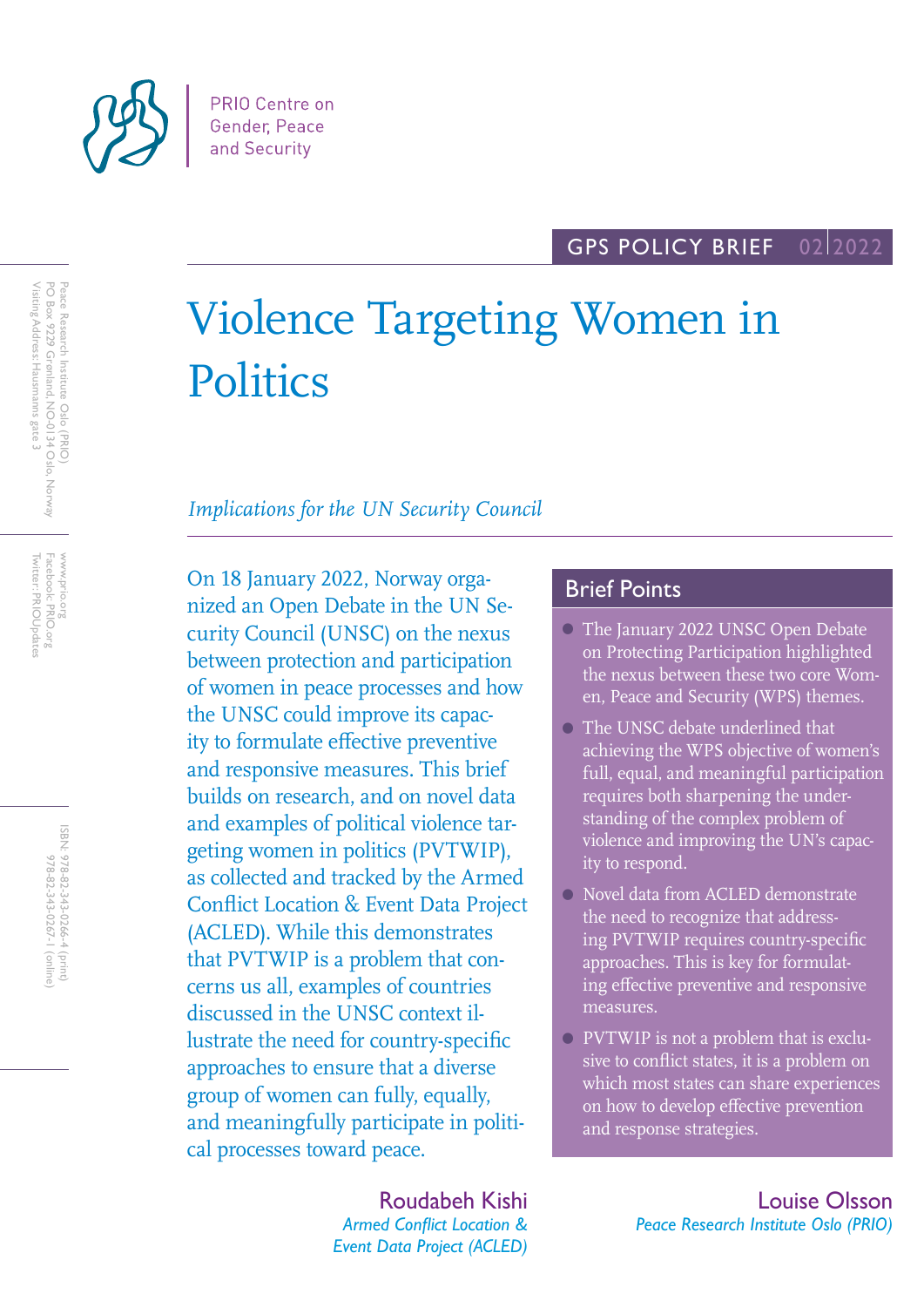PRIO Centre on Gender, Peace and Security

GPS POLICY BRIEF 02 2022

# Violence Targeting Women in Politics

*Implications for the UN Security Council*

On 18 January 2022, Norway organized an Open Debate in the UN Security Council (UNSC) on the nexus between protection and participation of women in peace processes and how the UNSC could improve its capacity to formulate effective preventive and responsive measures. This brief builds on research, and on novel data and examples of political violence targeting women in politics (PVTWIP), as collected and tracked by the Armed Conflict Location & Event Data Project (ACLED). While this demonstrates that PVTWIP is a problem that concerns us all, examples of countries discussed in the UNSC context illustrate the need for country-specific approaches to ensure that a diverse group of women can fully, equally, and meaningfully participate in political processes toward peace.

## Brief Points

- The January 2022 UNSC Open Debate on Protecting Participation highlighted the nexus between these two core Women, Peace and Security (WPS) themes.
- The UNSC debate underlined that achieving the WPS objective of women's full, equal, and meaningful participation requires both sharpening the understanding of the complex problem of violence and improving the UN's capacity to respond.
- Novel data from ACLED demonstrate the need to recognize that addressing PVTWIP requires country-specific approaches. This is key for formulating effective preventive and responsive measures.
- PVTWIP is not a problem that is exclusive to conflict states, it is a problem on which most states can share experiences on how to develop effective prevention and response strategies.

**Roudabeh Kishi**
*Armed Conflict Location & Event Data Project (ACLED)*

**Louise Olsson**
*Peace Research Institute Oslo (PRIO)*

Peace Research Institute Oslo (PRIO)
PO Box 9229 Grønland, NO-0134 Oslo, Norway
Visiting Address: Hausmanns gate 3

www.prio.org
Facebook: PRIO.org
Twitter: PRIOUpdates

ISBN: 978-82-343-0266-4 (print)
978-82-343-0267-1 (online)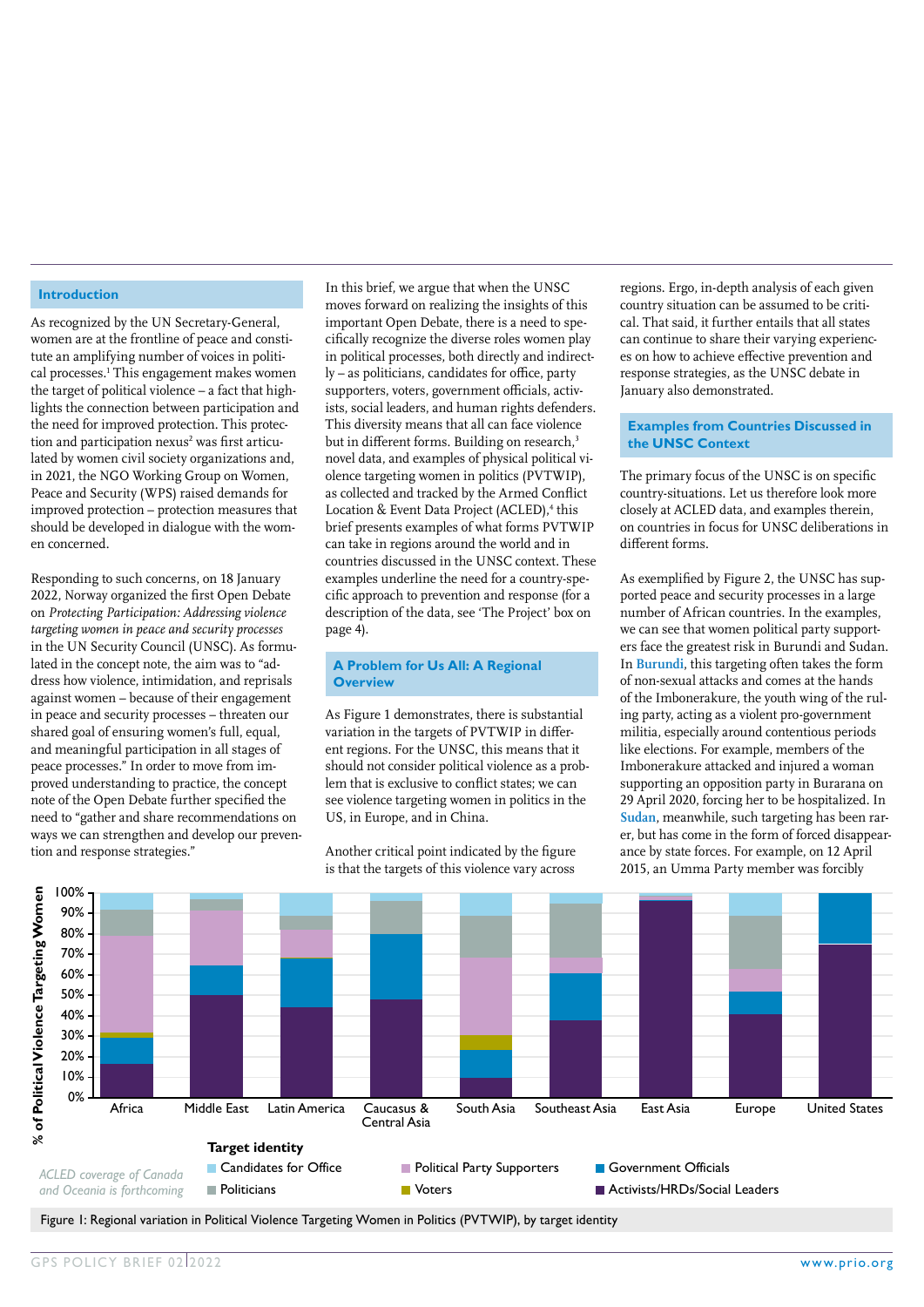## Introduction

As recognized by the UN Secretary-General, women are at the frontline of peace and constitute an amplifying number of voices in political processes.[1] This engagement makes women the target of political violence – a fact that highlights the connection between participation and the need for improved protection. This protection and participation nexus[2] was first articulated by women civil society organizations and, in 2021, the NGO Working Group on Women, Peace and Security (WPS) raised demands for improved protection – protection measures that should be developed in dialogue with the women concerned.

Responding to such concerns, on 18 January 2022, Norway organized the first Open Debate on *Protecting Participation: Addressing violence targeting women in peace and security processes* in the UN Security Council (UNSC). As formulated in the concept note, the aim was to "address how violence, intimidation, and reprisals against women – because of their engagement in peace and security processes – threaten our shared goal of ensuring women's full, equal, and meaningful participation in all stages of peace processes." In order to move from improved understanding to practice, the concept note of the Open Debate further specified the need to "gather and share recommendations on ways we can strengthen and develop our prevention and response strategies."

In this brief, we argue that when the UNSC moves forward on realizing the insights of this important Open Debate, there is a need to specifically recognize the diverse roles women play in political processes, both directly and indirectly – as politicians, candidates for office, party supporters, voters, government officials, activists, social leaders, and human rights defenders. This diversity means that all can face violence but in different forms. Building on research,[3] novel data, and examples of physical political violence targeting women in politics (PVTWIP), as collected and tracked by the Armed Conflict Location & Event Data Project (ACLED),[4] this brief presents examples of what forms PVTWIP can take in regions around the world and in countries discussed in the UNSC context. These examples underline the need for a country-specific approach to prevention and response (for a description of the data, see 'The Project' box on page 4).

## A Problem for Us All: A Regional Overview

As Figure 1 demonstrates, there is substantial variation in the targets of PVTWIP in different regions. For the UNSC, this means that it should not consider political violence as a problem that is exclusive to conflict states; we can see violence targeting women in politics in the US, in Europe, and in China.

Another critical point indicated by the figure is that the targets of this violence vary across regions. Ergo, in-depth analysis of each given country situation can be assumed to be critical. That said, it further entails that all states can continue to share their varying experiences on how to achieve effective prevention and response strategies, as the UNSC debate in January also demonstrated.

## Examples from Countries Discussed in the UNSC Context

The primary focus of the UNSC is on specific country-situations. Let us therefore look more closely at ACLED data, and examples therein, on countries in focus for UNSC deliberations in different forms.

As exemplified by Figure 2, the UNSC has supported peace and security processes in a large number of African countries. In the examples, we can see that women political party supporters face the greatest risk in Burundi and Sudan. In **Burundi**, this targeting often takes the form of non-sexual attacks and comes at the hands of the Imbonerakure, the youth wing of the ruling party, acting as a violent pro-government militia, especially around contentious periods like elections. For example, members of the Imbonerakure attacked and injured a woman supporting an opposition party in Burarana on 29 April 2020, forcing her to be hospitalized. In **Sudan**, meanwhile, such targeting has been rarer, but has come in the form of forced disappearance by state forces. For example, on 12 April 2015, an Umma Party member was forcibly

ACLED coverage of Canada and Oceania is forthcoming

Figure 1: Regional variation in Political Violence Targeting Women in Politics (PVTWIP), by target identity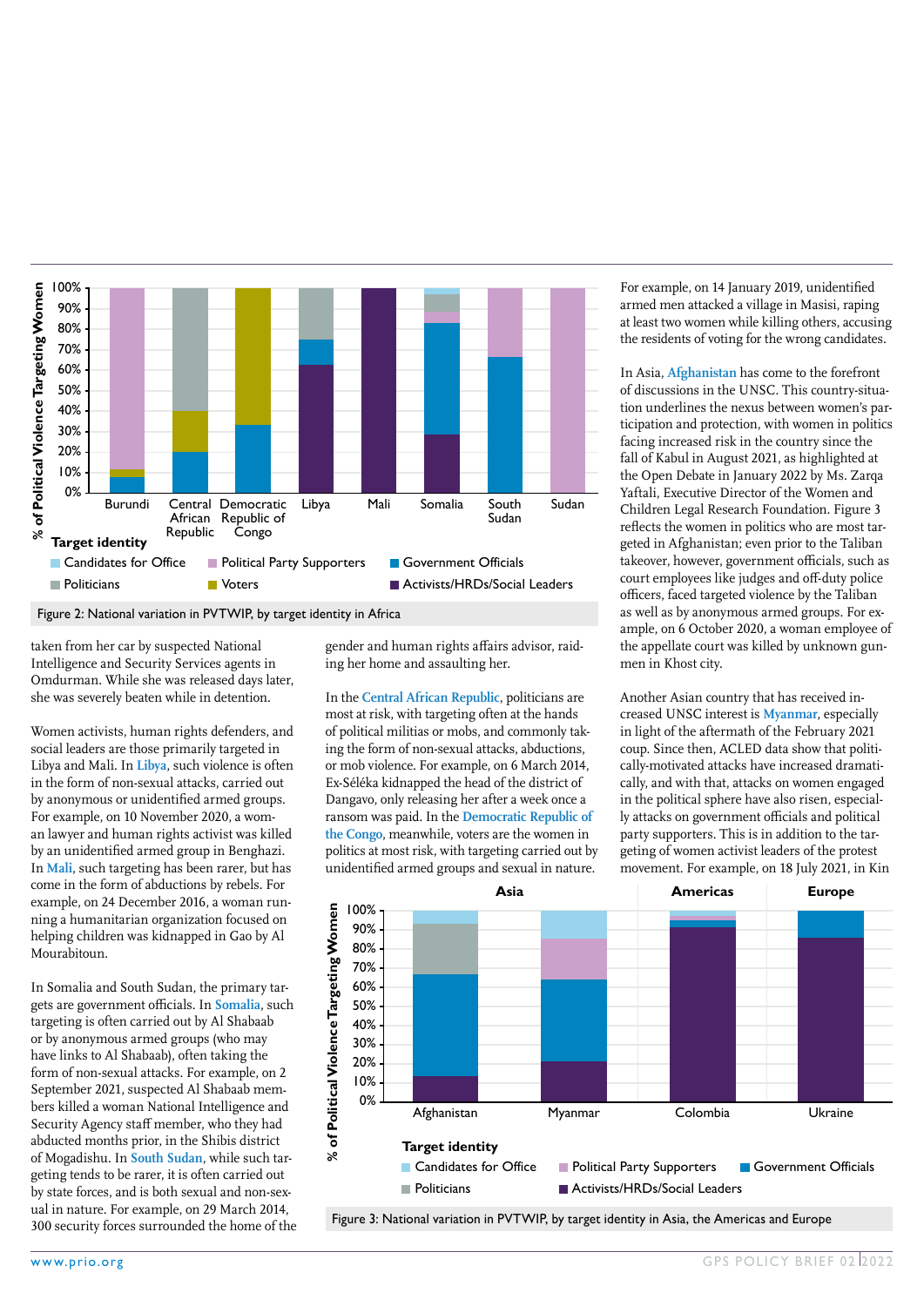Figure 2: National variation in PVTWIP, by target identity in Africa

taken from her car by suspected National Intelligence and Security Services agents in Omdurman. While she was released days later, she was severely beaten while in detention.

Women activists, human rights defenders, and social leaders are those primarily targeted in Libya and Mali. In **Libya**, such violence is often in the form of non-sexual attacks, carried out by anonymous or unidentified armed groups. For example, on 10 November 2020, a woman lawyer and human rights activist was killed by an unidentified armed group in Benghazi. In **Mali**, such targeting has been rarer, but has come in the form of abductions by rebels. For example, on 24 December 2016, a woman running a humanitarian organization focused on helping children was kidnapped in Gao by Al Mourabitoun.

In Somalia and South Sudan, the primary targets are government officials. In **Somalia**, such targeting is often carried out by Al Shabaab or by anonymous armed groups (who may have links to Al Shabaab), often taking the form of non-sexual attacks. For example, on 2 September 2021, suspected Al Shabaab members killed a woman National Intelligence and Security Agency staff member, who they had abducted months prior, in the Shibis district of Mogadishu. In **South Sudan**, while such targeting tends to be rarer, it is often carried out by state forces, and is both sexual and non-sexual in nature. For example, on 29 March 2014, 300 security forces surrounded the home of the gender and human rights affairs advisor, raiding her home and assaulting her.

In the **Central African Republic**, politicians are most at risk, with targeting often at the hands of political militias or mobs, and commonly taking the form of non-sexual attacks, abductions, or mob violence. For example, on 6 March 2014, Ex-Séléka kidnapped the head of the district of Dangavo, only releasing her after a week once a ransom was paid. In the **Democratic Republic of the Congo**, meanwhile, voters are the women in politics at most risk, with targeting carried out by unidentified armed groups and sexual in nature. For example, on 14 January 2019, unidentified armed men attacked a village in Masisi, raping at least two women while killing others, accusing the residents of voting for the wrong candidates.

In Asia, **Afghanistan** has come to the forefront of discussions in the UNSC. This country-situation underlines the nexus between women's participation and protection, with women in politics facing increased risk in the country since the fall of Kabul in August 2021, as highlighted at the Open Debate in January 2022 by Ms. Zarqa Yaftali, Executive Director of the Women and Children Legal Research Foundation. Figure 3 reflects the women in politics who are most targeted in Afghanistan; even prior to the Taliban takeover, however, government officials, such as court employees like judges and off-duty police officers, faced targeted violence by the Taliban as well as by anonymous armed groups. For example, on 6 October 2020, a woman employee of the appellate court was killed by unknown gunmen in Khost city.

Another Asian country that has received increased UNSC interest is **Myanmar**, especially in light of the aftermath of the February 2021 coup. Since then, ACLED data show that politically-motivated attacks have increased dramatically, and with that, attacks on women engaged in the political sphere have also risen, especially attacks on government officials and political party supporters. This is in addition to the targeting of women activist leaders of the protest movement. For example, on 18 July 2021, in Kin

Figure 3: National variation in PVTWIP, by target identity in Asia, the Americas and Europe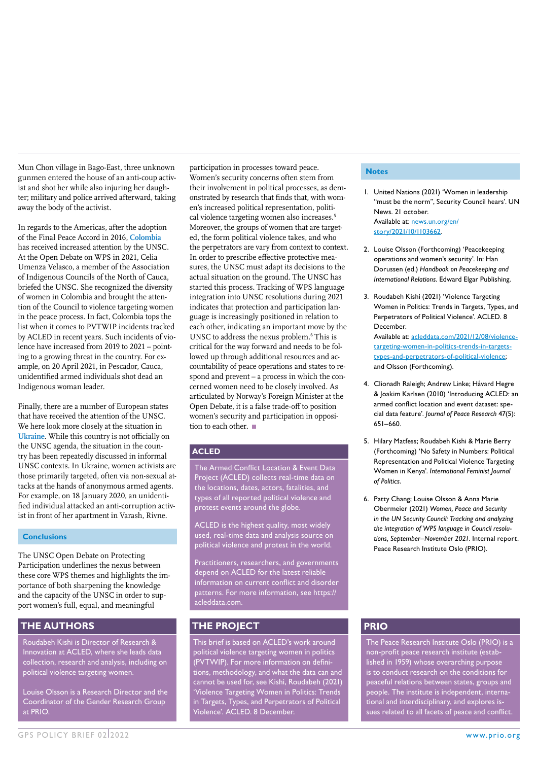Mun Chon village in Bago-East, three unknown gunmen entered the house of an anti-coup activist and shot her while also injuring her daughter; military and police arrived afterward, taking away the body of the activist.

In regards to the Americas, after the adoption of the Final Peace Accord in 2016, **Colombia** has received increased attention by the UNSC. At the Open Debate on WPS in 2021, Celia Umenza Velasco, a member of the Association of Indigenous Councils of the North of Cauca, briefed the UNSC. She recognized the diversity of women in Colombia and brought the attention of the Council to violence targeting women in the peace process. In fact, Colombia tops the list when it comes to PVTWIP incidents tracked by ACLED in recent years. Such incidents of violence have increased from 2019 to 2021 – pointing to a growing threat in the country. For example, on 20 April 2021, in Pescador, Cauca, unidentified armed individuals shot dead an Indigenous woman leader.

Finally, there are a number of European states that have received the attention of the UNSC. We here look more closely at the situation in **Ukraine**. While this country is not officially on the UNSC agenda, the situation in the country has been repeatedly discussed in informal UNSC contexts. In Ukraine, women activists are those primarily targeted, often via non-sexual attacks at the hands of anonymous armed agents. For example, on 18 January 2020, an unidentified individual attacked an anti-corruption activist in front of her apartment in Varash, Rivne.

## Conclusions

The UNSC Open Debate on Protecting Participation underlines the nexus between these core WPS themes and highlights the importance of both sharpening the knowledge and the capacity of the UNSC in order to support women's full, equal, and meaningful participation in processes toward peace. Women's security concerns often stem from their involvement in political processes, as demonstrated by research that finds that, with women's increased political representation, political violence targeting women also increases.[5] Moreover, the groups of women that are targeted, the form political violence takes, and who the perpetrators are vary from context to context. In order to prescribe effective protective measures, the UNSC must adapt its decisions to the actual situation on the ground. The UNSC has started this process. Tracking of WPS language integration into UNSC resolutions during 2021 indicates that protection and participation language is increasingly positioned in relation to each other, indicating an important move by the UNSC to address the nexus problem.[6] This is critical for the way forward and needs to be followed up through additional resources and accountability of peace operations and states to respond and prevent – a process in which the concerned women need to be closely involved. As articulated by Norway's Foreign Minister at the Open Debate, it is a false trade-off to position women's security and participation in opposition to each other. ■

## ACLED

The Armed Conflict Location & Event Data Project (ACLED) collects real-time data on the locations, dates, actors, fatalities, and types of all reported political violence and protest events around the globe.

ACLED is the highest quality, most widely used, real-time data and analysis source on political violence and protest in the world.

Practitioners, researchers, and governments depend on ACLED for the latest reliable information on current conflict and disorder patterns. For more information, see https://acleddata.com.

## Notes

1. United Nations (2021) 'Women in leadership "must be the norm", Security Council hears'. UN News. 21 october. Available at: news.un.org/en/story/2021/10/1103662.
2. Louise Olsson (Forthcoming) 'Peacekeeping operations and women's security'. In: Han Dorussen (ed.) *Handbook on Peacekeeping and International Relations*. Edward Elgar Publishing.
3. Roudabeh Kishi (2021) 'Violence Targeting Women in Politics: Trends in Targets, Types, and Perpetrators of Political Violence'. ACLED. 8 December. Available at: acleddata.com/2021/12/08/violence-targeting-women-in-politics-trends-in-targets-types-and-perpetrators-of-political-violence; and Olsson (Forthcoming).
4. Clionadh Raleigh; Andrew Linke; Håvard Hegre & Joakim Karlsen (2010) 'Introducing ACLED: an armed conflict location and event dataset: special data feature'. *Journal of Peace Research* 47(5): 651–660.
5. Hilary Matfess; Roudabeh Kishi & Marie Berry (Forthcoming) 'No Safety in Numbers: Political Representation and Political Violence Targeting Women in Kenya'. *International Feminist Journal of Politics*.
6. Patty Chang; Louise Olsson & Anna Marie Obermeier (2021) *Women, Peace and Security in the UN Security Council: Tracking and analyzing the integration of WPS language in Council resolutions, September–November 2021*. Internal report. Peace Research Institute Oslo (PRIO).

## THE AUTHORS

Roudabeh Kishi is Director of Research & Innovation at ACLED, where she leads data collection, research and analysis, including on political violence targeting women.

Louise Olsson is a Research Director and the Coordinator of the Gender Research Group at PRIO.

## THE PROJECT

This brief is based on ACLED's work around political violence targeting women in politics (PVTWIP). For more information on definitions, methodology, and what the data can and cannot be used for, see Kishi, Roudabeh (2021) 'Violence Targeting Women in Politics: Trends in Targets, Types, and Perpetrators of Political Violence'. ACLED. 8 December.

## PRIO

The Peace Research Institute Oslo (PRIO) is a non-profit peace research institute (established in 1959) whose overarching purpose is to conduct research on the conditions for peaceful relations between states, groups and people. The institute is independent, international and interdisciplinary, and explores issues related to all facets of peace and conflict.